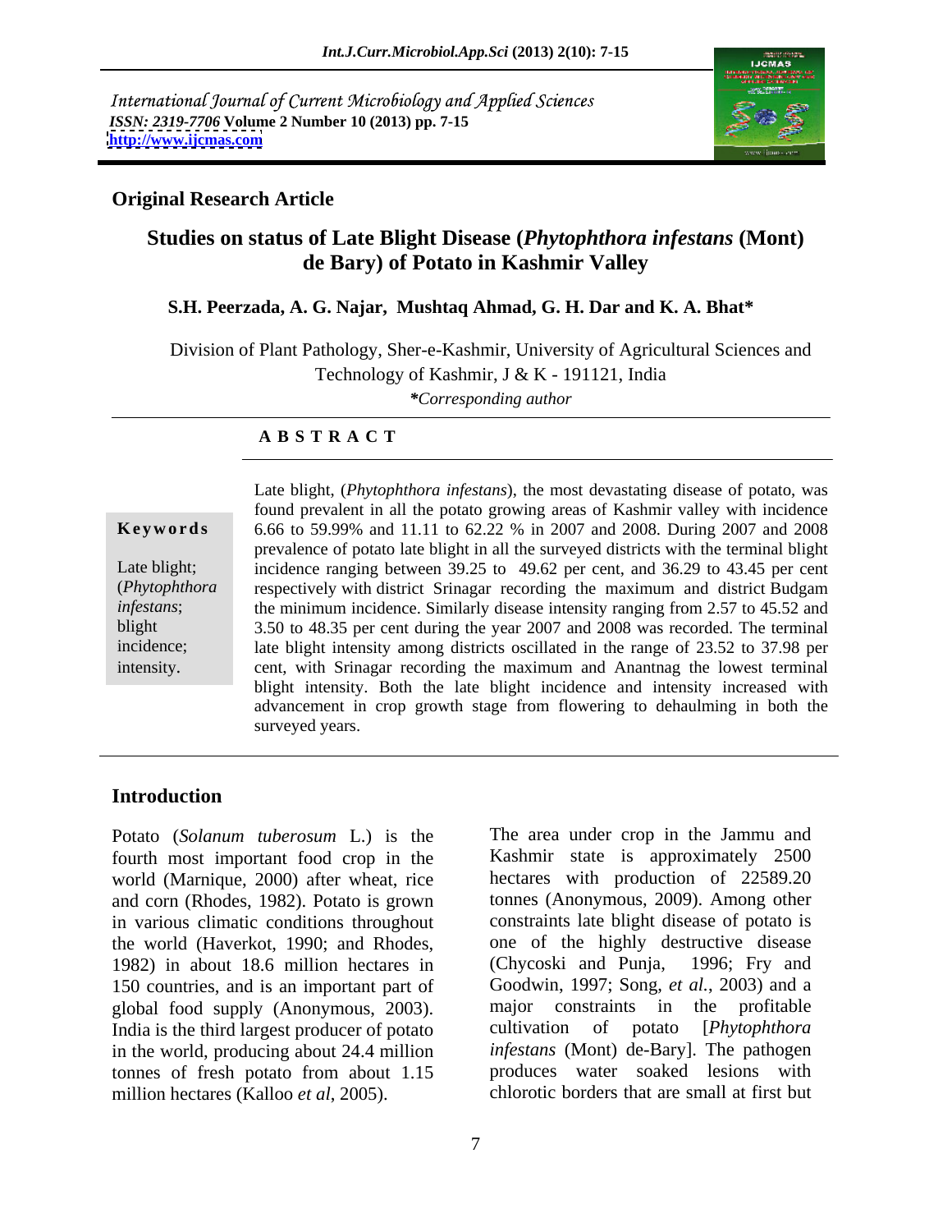International Journal of Current Microbiology and Applied Sciences
*ISSN: 2319-7706* **Volume 2 Number 10 (2013) pp. 7-15**
**http://www.ijcmas.com**

**Original Research Article**

# Studies on status of Late Blight Disease (*Phytophthora infestans* (Mont) de Bary) of Potato in Kashmir Valley

**S.H. Peerzada, A. G. Najar, Mushtaq Ahmad, G. H. Dar and K. A. Bhat***

Division of Plant Pathology, Sher-e-Kashmir, University of Agricultural Sciences and Technology of Kashmir, J & K - 191121, India

**Corresponding author*

## A B S T R A C T

**Keywords**

Late blight; (*Phytophthora infestans*; blight incidence; intensity.

Late blight, (*Phytophthora infestans*), the most devastating disease of potato, was found prevalent in all the potato growing areas of Kashmir valley with incidence 6.66 to 59.99% and 11.11 to 62.22 % in 2007 and 2008. During 2007 and 2008 prevalence of potato late blight in all the surveyed districts with the terminal blight incidence ranging between 39.25 to 49.62 per cent, and 36.29 to 43.45 per cent respectively with district Srinagar recording the maximum and district Budgam the minimum incidence. Similarly disease intensity ranging from 2.57 to 45.52 and 3.50 to 48.35 per cent during the year 2007 and 2008 was recorded. The terminal late blight intensity among districts oscillated in the range of 23.52 to 37.98 per cent, with Srinagar recording the maximum and Anantnag the lowest terminal blight intensity. Both the late blight incidence and intensity increased with advancement in crop growth stage from flowering to dehaulming in both the surveyed years.

## Introduction

Potato (*Solanum tuberosum* L.) is the fourth most important food crop in the world (Marnique, 2000) after wheat, rice and corn (Rhodes, 1982). Potato is grown in various climatic conditions throughout the world (Haverkot, 1990; and Rhodes, 1982) in about 18.6 million hectares in 150 countries, and is an important part of global food supply (Anonymous, 2003). India is the third largest producer of potato in the world, producing about 24.4 million tonnes of fresh potato from about 1.15 million hectares (Kalloo *et al*, 2005).

The area under crop in the Jammu and Kashmir state is approximately 2500 hectares with production of 22589.20 tonnes (Anonymous, 2009). Among other constraints late blight disease of potato is one of the highly destructive disease (Chycoski and Punja, 1996; Fry and Goodwin, 1997; Song, *et al.*, 2003) and a major constraints in the profitable cultivation of potato [*Phytophthora infestans* (Mont) de-Bary]. The pathogen produces water soaked lesions with chlorotic borders that are small at first but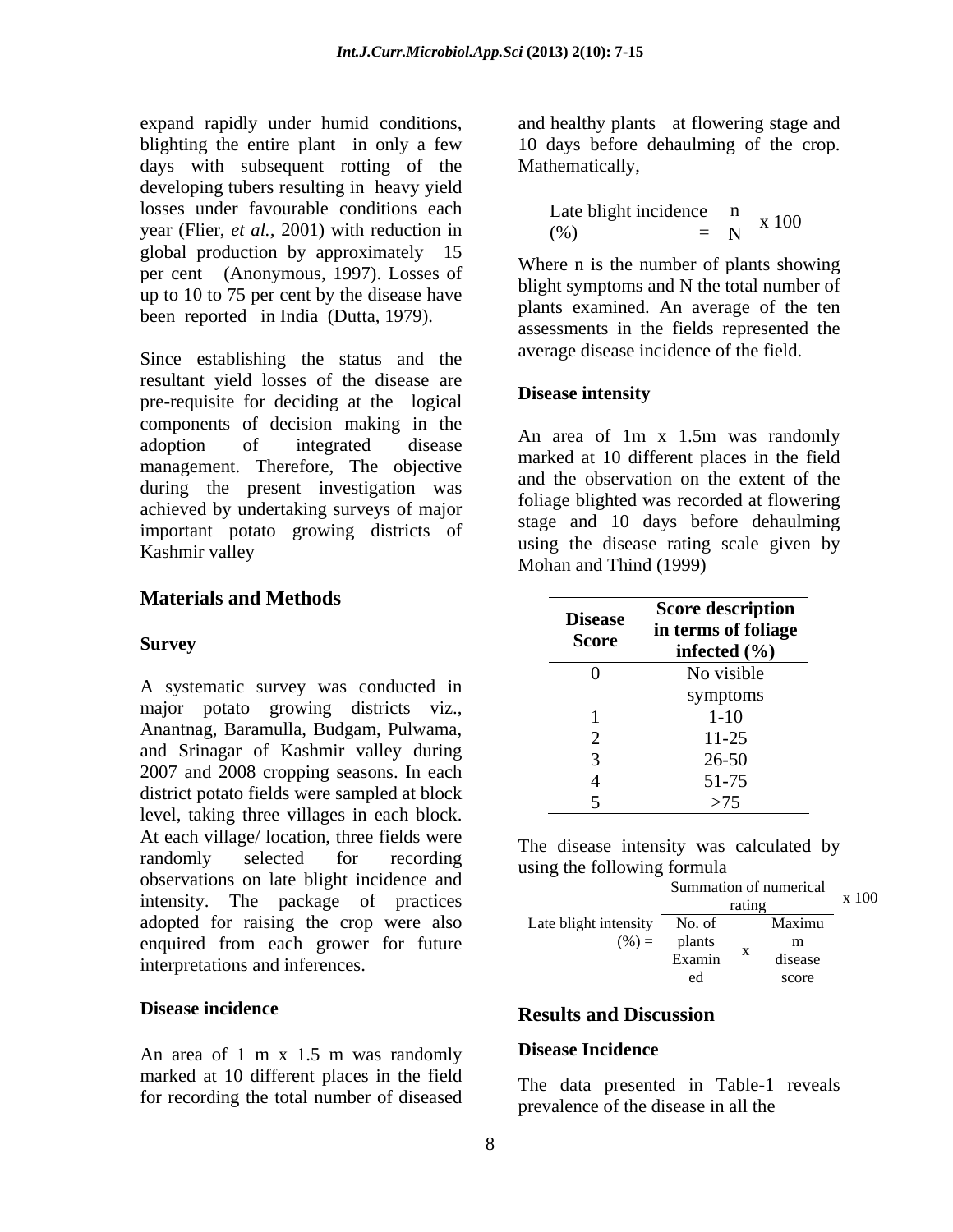expand rapidly under humid conditions, blighting the entire plant in only a few days with subsequent rotting of the developing tubers resulting in heavy yield losses under favourable conditions each year (Flier, *et al.*, 2001) with reduction in global production by approximately 15 per cent (Anonymous, 1997). Losses of up to 10 to 75 per cent by the disease have been reported in India (Dutta, 1979).

Since establishing the status and the resultant yield losses of the disease are pre-requisite for deciding at the logical components of decision making in the adoption of integrated disease management. Therefore, The objective during the present investigation was achieved by undertaking surveys of major important potato growing districts of Kashmir valley

## Materials and Methods

### Survey

A systematic survey was conducted in major potato growing districts viz., Anantnag, Baramulla, Budgam, Pulwama, and Srinagar of Kashmir valley during 2007 and 2008 cropping seasons. In each district potato fields were sampled at block level, taking three villages in each block. At each village/ location, three fields were randomly selected for recording observations on late blight incidence and intensity. The package of practices adopted for raising the crop were also enquired from each grower for future interpretations and inferences.

### Disease incidence

An area of 1 m x 1.5 m was randomly marked at 10 different places in the field for recording the total number of diseased and healthy plants at flowering stage and 10 days before dehaulming of the crop. Mathematically,

$$\text{Late blight incidence (\%)} = \frac{n}{N} \times 100$$

Where n is the number of plants showing blight symptoms and N the total number of plants examined. An average of the ten assessments in the fields represented the average disease incidence of the field.

### Disease intensity

An area of 1m x 1.5m was randomly marked at 10 different places in the field and the observation on the extent of the foliage blighted was recorded at flowering stage and 10 days before dehaulming using the disease rating scale given by Mohan and Thind (1999)

| Disease Score | Score description in terms of foliage infected (%) |
|---|---|
| 0 | No visible symptoms |
| 1 | 1-10 |
| 2 | 11-25 |
| 3 | 26-50 |
| 4 | 51-75 |
| 5 | >75 |

The disease intensity was calculated by using the following formula

$$\text{Late blight intensity (\%)} = \frac{\text{Summation of numerical rating}}{\text{No. of plants Examined} \times \text{Maximum disease score}} \times 100$$

## Results and Discussion

### Disease Incidence

The data presented in Table-1 reveals prevalence of the disease in all the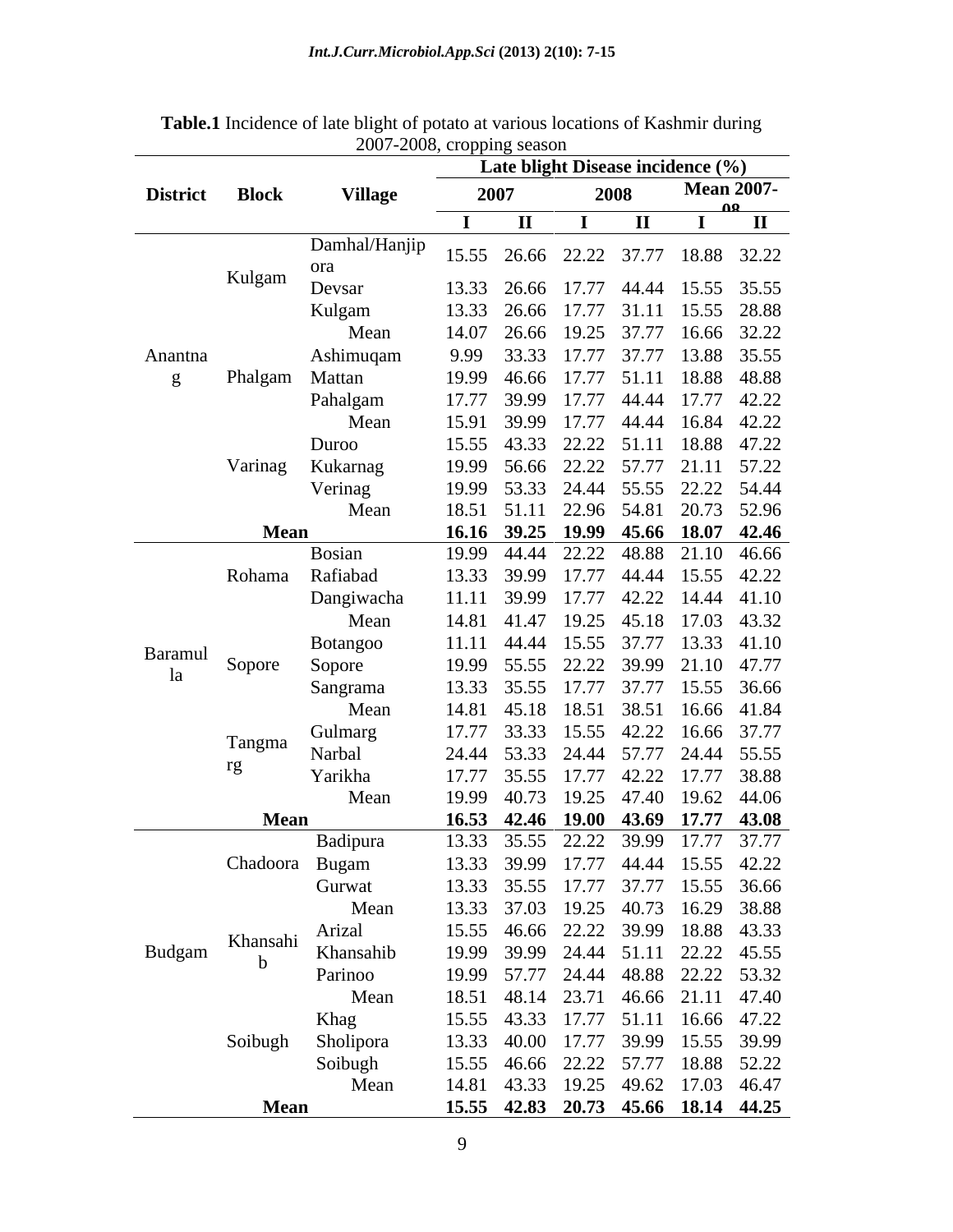**Table.1** Incidence of late blight of potato at various locations of Kashmir during 2007-2008, cropping season

| District | Block | Village | Late blight Disease incidence (%) | | | | | |
|---|---|---|---|---|---|---|---|---|
| | | | 2007 | | 2008 | | Mean 2007-08 | |
| | | | I | II | I | II | I | II |
| Anantnag | Kulgam | Damhal/Hanjipora | 15.55 | 26.66 | 22.22 | 37.77 | 18.88 | 32.22 |
| | | Devsar | 13.33 | 26.66 | 17.77 | 44.44 | 15.55 | 35.55 |
| | | Kulgam | 13.33 | 26.66 | 17.77 | 31.11 | 15.55 | 28.88 |
| | | Mean | 14.07 | 26.66 | 19.25 | 37.77 | 16.66 | 32.22 |
| | Phalgam | Ashimuqam | 9.99 | 33.33 | 17.77 | 37.77 | 13.88 | 35.55 |
| | | Mattan | 19.99 | 46.66 | 17.77 | 51.11 | 18.88 | 48.88 |
| | | Pahalgam | 17.77 | 39.99 | 17.77 | 44.44 | 17.77 | 42.22 |
| | | Mean | 15.91 | 39.99 | 17.77 | 44.44 | 16.84 | 42.22 |
| | Varinag | Duroo | 15.55 | 43.33 | 22.22 | 51.11 | 18.88 | 47.22 |
| | | Kukarnag | 19.99 | 56.66 | 22.22 | 57.77 | 21.11 | 57.22 |
| | | Verinag | 19.99 | 53.33 | 24.44 | 55.55 | 22.22 | 54.44 |
| | | Mean | 18.51 | 51.11 | 22.96 | 54.81 | 20.73 | 52.96 |
| | **Mean** | | **16.16** | **39.25** | **19.99** | **45.66** | **18.07** | **42.46** |
| Baramulla | Rohama | Bosian | 19.99 | 44.44 | 22.22 | 48.88 | 21.10 | 46.66 |
| | | Rafiabad | 13.33 | 39.99 | 17.77 | 44.44 | 15.55 | 42.22 |
| | | Dangiwacha | 11.11 | 39.99 | 17.77 | 42.22 | 14.44 | 41.10 |
| | | Mean | 14.81 | 41.47 | 19.25 | 45.18 | 17.03 | 43.32 |
| | Sopore | Botangoo | 11.11 | 44.44 | 15.55 | 37.77 | 13.33 | 41.10 |
| | | Sopore | 19.99 | 55.55 | 22.22 | 39.99 | 21.10 | 47.77 |
| | | Sangrama | 13.33 | 35.55 | 17.77 | 37.77 | 15.55 | 36.66 |
| | | Mean | 14.81 | 45.18 | 18.51 | 38.51 | 16.66 | 41.84 |
| | Tangmarg | Gulmarg | 17.77 | 33.33 | 15.55 | 42.22 | 16.66 | 37.77 |
| | | Narbal | 24.44 | 53.33 | 24.44 | 57.77 | 24.44 | 55.55 |
| | | Yarikha | 17.77 | 35.55 | 17.77 | 42.22 | 17.77 | 38.88 |
| | | Mean | 19.99 | 40.73 | 19.25 | 47.40 | 19.62 | 44.06 |
| | **Mean** | | **16.53** | **42.46** | **19.00** | **43.69** | **17.77** | **43.08** |
| Budgam | Chadoora | Badipura | 13.33 | 35.55 | 22.22 | 39.99 | 17.77 | 37.77 |
| | | Bugam | 13.33 | 39.99 | 17.77 | 44.44 | 15.55 | 42.22 |
| | | Gurwat | 13.33 | 35.55 | 17.77 | 37.77 | 15.55 | 36.66 |
| | | Mean | 13.33 | 37.03 | 19.25 | 40.73 | 16.29 | 38.88 |
| | Khansahib | Arizal | 15.55 | 46.66 | 22.22 | 39.99 | 18.88 | 43.33 |
| | | Khansahib | 19.99 | 39.99 | 24.44 | 51.11 | 22.22 | 45.55 |
| | | Parinoo | 19.99 | 57.77 | 24.44 | 48.88 | 22.22 | 53.32 |
| | | Mean | 18.51 | 48.14 | 23.71 | 46.66 | 21.11 | 47.40 |
| | Soibugh | Khag | 15.55 | 43.33 | 17.77 | 51.11 | 16.66 | 47.22 |
| | | Sholipora | 13.33 | 40.00 | 17.77 | 39.99 | 15.55 | 39.99 |
| | | Soibugh | 15.55 | 46.66 | 22.22 | 57.77 | 18.88 | 52.22 |
| | | Mean | 14.81 | 43.33 | 19.25 | 49.62 | 17.03 | 46.47 |
| | **Mean** | | **15.55** | **42.83** | **20.73** | **45.66** | **18.14** | **44.25** |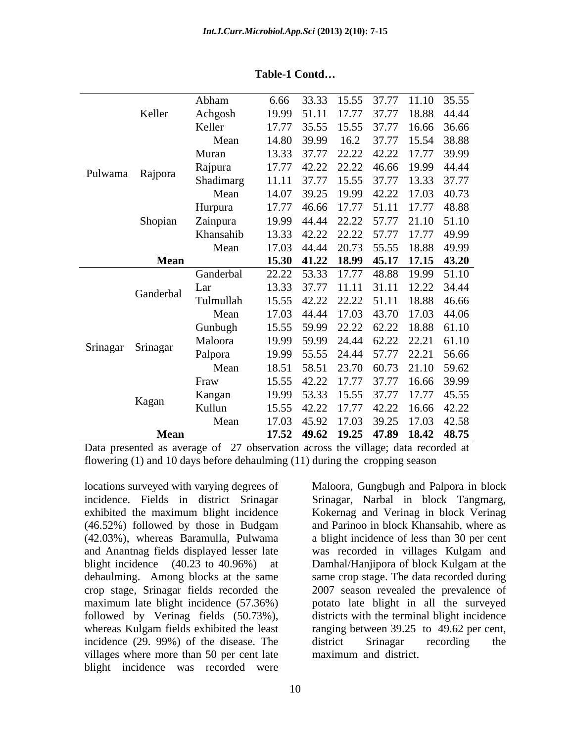**Table-1 Contd…**

| | | | | | | | | |
|---|---|---|---|---|---|---|---|---|
| Pulwama | Keller | Abham | 6.66 | 33.33 | 15.55 | 37.77 | 11.10 | 35.55 |
| | | Achgosh | 19.99 | 51.11 | 17.77 | 37.77 | 18.88 | 44.44 |
| | | Keller | 17.77 | 35.55 | 15.55 | 37.77 | 16.66 | 36.66 |
| | | Mean | 14.80 | 39.99 | 16.2 | 37.77 | 15.54 | 38.88 |
| | Rajpora | Muran | 13.33 | 37.77 | 22.22 | 42.22 | 17.77 | 39.99 |
| | | Rajpura | 17.77 | 42.22 | 22.22 | 46.66 | 19.99 | 44.44 |
| | | Shadimarg | 11.11 | 37.77 | 15.55 | 37.77 | 13.33 | 37.77 |
| | | Mean | 14.07 | 39.25 | 19.99 | 42.22 | 17.03 | 40.73 |
| | Shopian | Hurpura | 17.77 | 46.66 | 17.77 | 51.11 | 17.77 | 48.88 |
| | | Zainpura | 19.99 | 44.44 | 22.22 | 57.77 | 21.10 | 51.10 |
| | | Khansahib | 13.33 | 42.22 | 22.22 | 57.77 | 17.77 | 49.99 |
| | | Mean | 17.03 | 44.44 | 20.73 | 55.55 | 18.88 | 49.99 |
| | **Mean** | | **15.30** | **41.22** | **18.99** | **45.17** | **17.15** | **43.20** |
| Srinagar | Ganderbal | Ganderbal | 22.22 | 53.33 | 17.77 | 48.88 | 19.99 | 51.10 |
| | | Lar | 13.33 | 37.77 | 11.11 | 31.11 | 12.22 | 34.44 |
| | | Tulmullah | 15.55 | 42.22 | 22.22 | 51.11 | 18.88 | 46.66 |
| | | Mean | 17.03 | 44.44 | 17.03 | 43.70 | 17.03 | 44.06 |
| | Srinagar | Gunbugh | 15.55 | 59.99 | 22.22 | 62.22 | 18.88 | 61.10 |
| | | Maloora | 19.99 | 59.99 | 24.44 | 62.22 | 22.21 | 61.10 |
| | | Palpora | 19.99 | 55.55 | 24.44 | 57.77 | 22.21 | 56.66 |
| | | Mean | 18.51 | 58.51 | 23.70 | 60.73 | 21.10 | 59.62 |
| | Kagan | Fraw | 15.55 | 42.22 | 17.77 | 37.77 | 16.66 | 39.99 |
| | | Kangan | 19.99 | 53.33 | 15.55 | 37.77 | 17.77 | 45.55 |
| | | Kullun | 15.55 | 42.22 | 17.77 | 42.22 | 16.66 | 42.22 |
| | | Mean | 17.03 | 45.92 | 17.03 | 39.25 | 17.03 | 42.58 |
| | **Mean** | | **17.52** | **49.62** | **19.25** | **47.89** | **18.42** | **48.75** |

Data presented as average of 27 observation across the village; data recorded at flowering (1) and 10 days before dehaulming (11) during the cropping season

locations surveyed with varying degrees of incidence. Fields in district Srinagar exhibited the maximum blight incidence (46.52%) followed by those in Budgam (42.03%), whereas Baramulla, Pulwama and Anantnag fields displayed lesser late blight incidence (40.23 to 40.96%) at dehaulming. Among blocks at the same crop stage, Srinagar fields recorded the maximum late blight incidence (57.36%) followed by Verinag fields (50.73%), whereas Kulgam fields exhibited the least incidence (29. 99%) of the disease. The villages where more than 50 per cent late blight incidence was recorded were Maloora, Gungbugh and Palpora in block Srinagar, Narbal in block Tangmarg, Kokernag and Verinag in block Verinag and Parinoo in block Khansahib, where as a blight incidence of less than 30 per cent was recorded in villages Kulgam and Damhal/Hanjipora of block Kulgam at the same crop stage. The data recorded during 2007 season revealed the prevalence of potato late blight in all the surveyed districts with the terminal blight incidence ranging between 39.25 to 49.62 per cent, district Srinagar recording the maximum and district.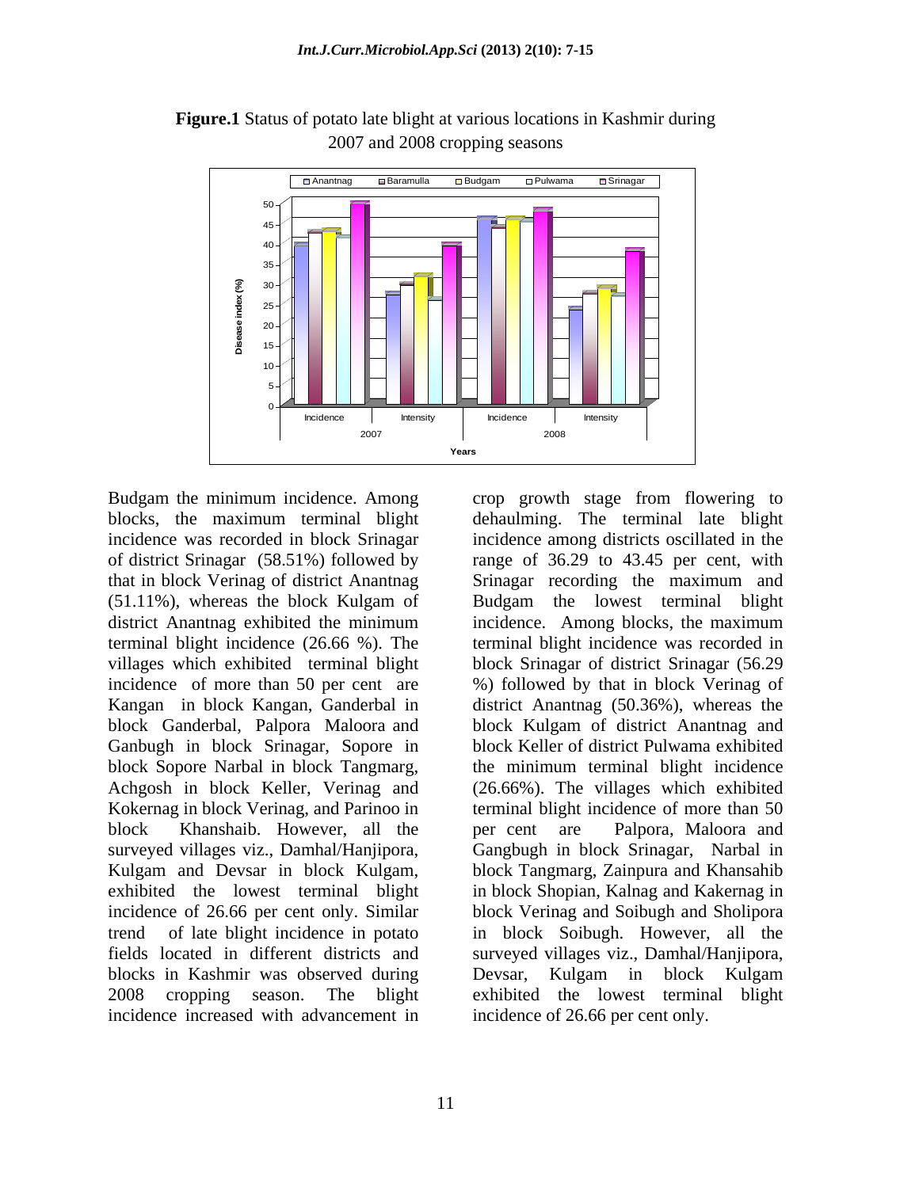**Figure.1** Status of potato late blight at various locations in Kashmir during 2007 and 2008 cropping seasons

Budgam the minimum incidence. Among blocks, the maximum terminal blight incidence was recorded in block Srinagar of district Srinagar (58.51%) followed by that in block Verinag of district Anantnag (51.11%), whereas the block Kulgam of district Anantnag exhibited the minimum terminal blight incidence (26.66 %). The villages which exhibited terminal blight incidence of more than 50 per cent are Kangan in block Kangan, Ganderbal in block Ganderbal, Palpora Maloora and Ganbugh in block Srinagar, Sopore in block Sopore Narbal in block Tangmarg, Achgosh in block Keller, Verinag and Kokernag in block Verinag, and Parinoo in block Khanshaib. However, all the surveyed villages viz., Damhal/Hanjipora, Kulgam and Devsar in block Kulgam, exhibited the lowest terminal blight incidence of 26.66 per cent only. Similar trend of late blight incidence in potato fields located in different districts and blocks in Kashmir was observed during 2008 cropping season. The blight incidence increased with advancement in crop growth stage from flowering to dehaulming. The terminal late blight incidence among districts oscillated in the range of 36.29 to 43.45 per cent, with Srinagar recording the maximum and Budgam the lowest terminal blight incidence. Among blocks, the maximum terminal blight incidence was recorded in block Srinagar of district Srinagar (56.29 %) followed by that in block Verinag of district Anantnag (50.36%), whereas the block Kulgam of district Anantnag and block Keller of district Pulwama exhibited the minimum terminal blight incidence (26.66%). The villages which exhibited terminal blight incidence of more than 50 per cent are Palpora, Maloora and Gangbugh in block Srinagar, Narbal in block Tangmarg, Zainpura and Khansahib in block Shopian, Kalnag and Kakernag in block Verinag and Soibugh and Sholipora in block Soibugh. However, all the surveyed villages viz., Damhal/Hanjipora, Devsar, Kulgam in block Kulgam exhibited the lowest terminal blight incidence of 26.66 per cent only.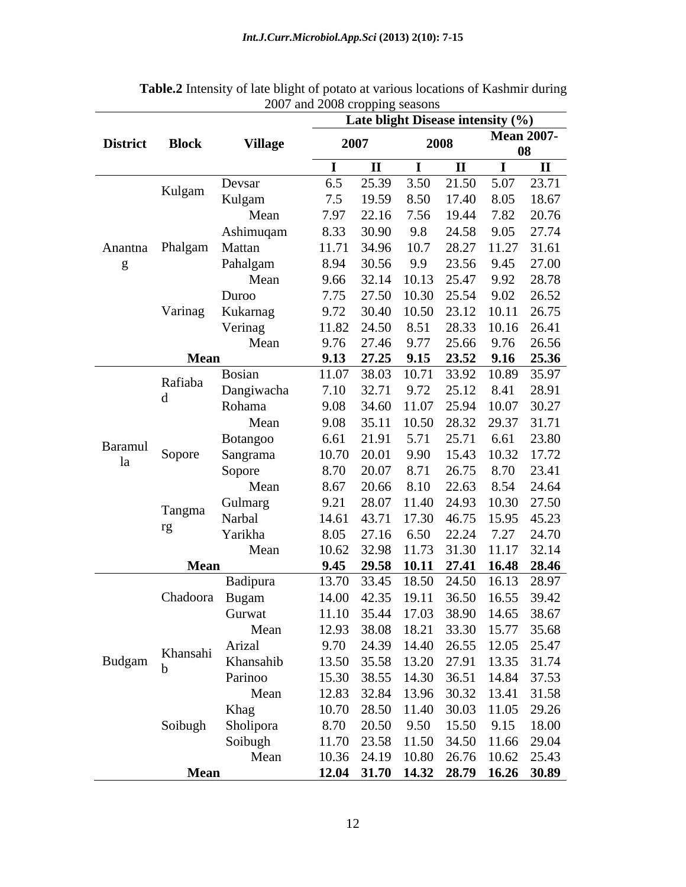**Table.2** Intensity of late blight of potato at various locations of Kashmir during 2007 and 2008 cropping seasons

| District | Block | Village | Late blight Disease intensity (%) | | | | | |
|---|---|---|---|---|---|---|---|---|
| | | | 2007 | | 2008 | | Mean 2007-08 | |
| | | | I | II | I | II | I | II |
| Anantnag | Kulgam | Devsar | 6.5 | 25.39 | 3.50 | 21.50 | 5.07 | 23.71 |
| | | Kulgam | 7.5 | 19.59 | 8.50 | 17.40 | 8.05 | 18.67 |
| | | Mean | 7.97 | 22.16 | 7.56 | 19.44 | 7.82 | 20.76 |
| | Phalgam | Ashimuqam | 8.33 | 30.90 | 9.8 | 24.58 | 9.05 | 27.74 |
| | | Mattan | 11.71 | 34.96 | 10.7 | 28.27 | 11.27 | 31.61 |
| | | Pahalgam | 8.94 | 30.56 | 9.9 | 23.56 | 9.45 | 27.00 |
| | | Mean | 9.66 | 32.14 | 10.13 | 25.47 | 9.92 | 28.78 |
| | Varinag | Duroo | 7.75 | 27.50 | 10.30 | 25.54 | 9.02 | 26.52 |
| | | Kukarnag | 9.72 | 30.40 | 10.50 | 23.12 | 10.11 | 26.75 |
| | | Verinag | 11.82 | 24.50 | 8.51 | 28.33 | 10.16 | 26.41 |
| | | Mean | 9.76 | 27.46 | 9.77 | 25.66 | 9.76 | 26.56 |
| | **Mean** | | **9.13** | **27.25** | **9.15** | **23.52** | **9.16** | **25.36** |
| Baramulla | Rafiabad | Bosian | 11.07 | 38.03 | 10.71 | 33.92 | 10.89 | 35.97 |
| | | Dangiwacha | 7.10 | 32.71 | 9.72 | 25.12 | 8.41 | 28.91 |
| | | Rohama | 9.08 | 34.60 | 11.07 | 25.94 | 10.07 | 30.27 |
| | | Mean | 9.08 | 35.11 | 10.50 | 28.32 | 29.37 | 31.71 |
| | Sopore | Botangoo | 6.61 | 21.91 | 5.71 | 25.71 | 6.61 | 23.80 |
| | | Sangrama | 10.70 | 20.01 | 9.90 | 15.43 | 10.32 | 17.72 |
| | | Sopore | 8.70 | 20.07 | 8.71 | 26.75 | 8.70 | 23.41 |
| | | Mean | 8.67 | 20.66 | 8.10 | 22.63 | 8.54 | 24.64 |
| | Tangmarg | Gulmarg | 9.21 | 28.07 | 11.40 | 24.93 | 10.30 | 27.50 |
| | | Narbal | 14.61 | 43.71 | 17.30 | 46.75 | 15.95 | 45.23 |
| | | Yarikha | 8.05 | 27.16 | 6.50 | 22.24 | 7.27 | 24.70 |
| | | Mean | 10.62 | 32.98 | 11.73 | 31.30 | 11.17 | 32.14 |
| | **Mean** | | **9.45** | **29.58** | **10.11** | **27.41** | **16.48** | **28.46** |
| Budgam | Chadoora | Badipura | 13.70 | 33.45 | 18.50 | 24.50 | 16.13 | 28.97 |
| | | Bugam | 14.00 | 42.35 | 19.11 | 36.50 | 16.55 | 39.42 |
| | | Gurwat | 11.10 | 35.44 | 17.03 | 38.90 | 14.65 | 38.67 |
| | | Mean | 12.93 | 38.08 | 18.21 | 33.30 | 15.77 | 35.68 |
| | Khansahib | Arizal | 9.70 | 24.39 | 14.40 | 26.55 | 12.05 | 25.47 |
| | | Khansahib | 13.50 | 35.58 | 13.20 | 27.91 | 13.35 | 31.74 |
| | | Parinoo | 15.30 | 38.55 | 14.30 | 36.51 | 14.84 | 37.53 |
| | | Mean | 12.83 | 32.84 | 13.96 | 30.32 | 13.41 | 31.58 |
| | Soibugh | Khag | 10.70 | 28.50 | 11.40 | 30.03 | 11.05 | 29.26 |
| | | Sholipora | 8.70 | 20.50 | 9.50 | 15.50 | 9.15 | 18.00 |
| | | Soibugh | 11.70 | 23.58 | 11.50 | 34.50 | 11.66 | 29.04 |
| | | Mean | 10.36 | 24.19 | 10.80 | 26.76 | 10.62 | 25.43 |
| | **Mean** | | **12.04** | **31.70** | **14.32** | **28.79** | **16.26** | **30.89** |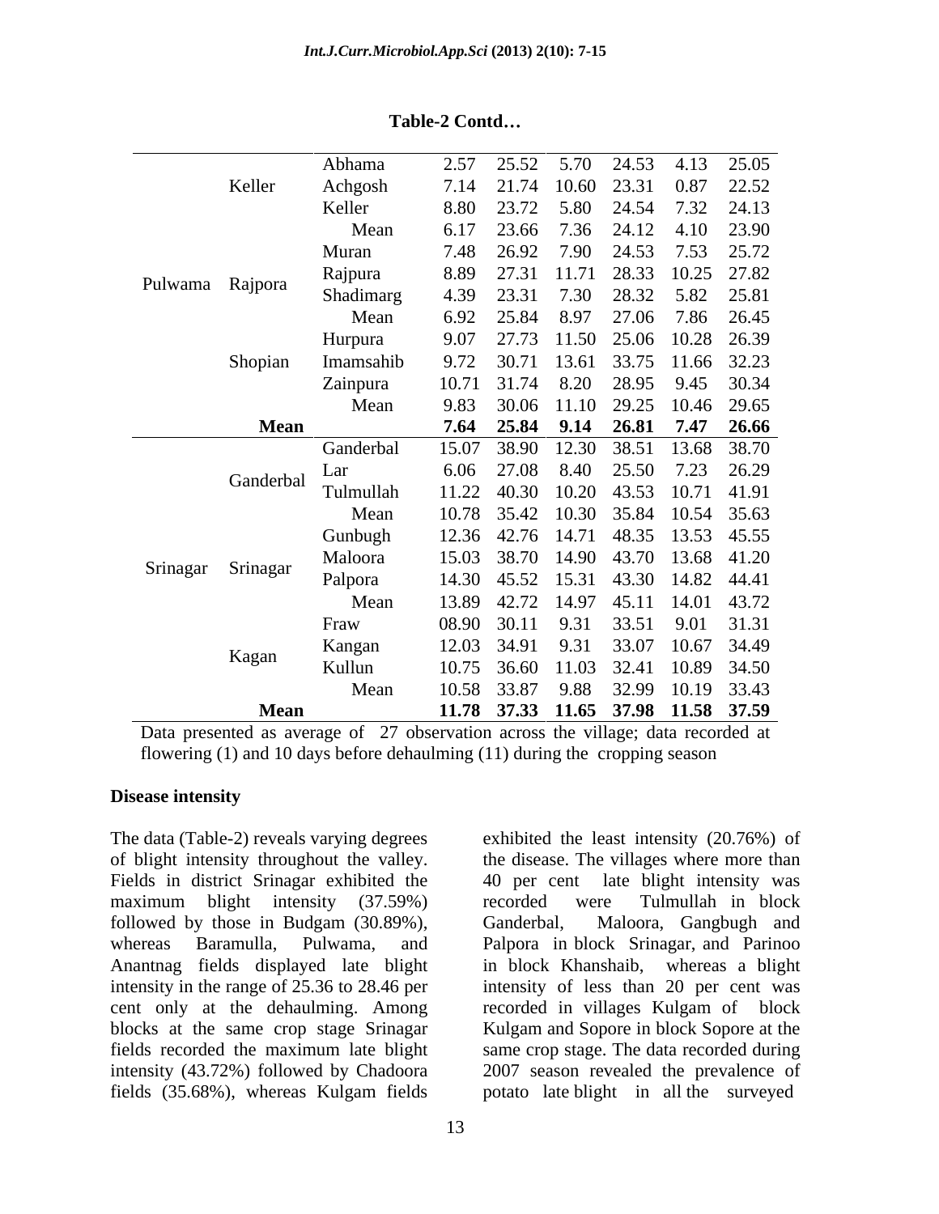**Table-2 Contd…**

| | | | | | | | | |
|---|---|---|---|---|---|---|---|---|
| Pulwama | Keller | Abhama | 2.57 | 25.52 | 5.70 | 24.53 | 4.13 | 25.05 |
| | | Achgosh | 7.14 | 21.74 | 10.60 | 23.31 | 0.87 | 22.52 |
| | | Keller | 8.80 | 23.72 | 5.80 | 24.54 | 7.32 | 24.13 |
| | | Mean | 6.17 | 23.66 | 7.36 | 24.12 | 4.10 | 23.90 |
| | Rajpora | Muran | 7.48 | 26.92 | 7.90 | 24.53 | 7.53 | 25.72 |
| | | Rajpura | 8.89 | 27.31 | 11.71 | 28.33 | 10.25 | 27.82 |
| | | Shadimarg | 4.39 | 23.31 | 7.30 | 28.32 | 5.82 | 25.81 |
| | | Mean | 6.92 | 25.84 | 8.97 | 27.06 | 7.86 | 26.45 |
| | Shopian | Hurpura | 9.07 | 27.73 | 11.50 | 25.06 | 10.28 | 26.39 |
| | | Imamsahib | 9.72 | 30.71 | 13.61 | 33.75 | 11.66 | 32.23 |
| | | Zainpura | 10.71 | 31.74 | 8.20 | 28.95 | 9.45 | 30.34 |
| | | Mean | 9.83 | 30.06 | 11.10 | 29.25 | 10.46 | 29.65 |
| | **Mean** | | **7.64** | **25.84** | **9.14** | **26.81** | **7.47** | **26.66** |
| Srinagar | Ganderbal | Ganderbal | 15.07 | 38.90 | 12.30 | 38.51 | 13.68 | 38.70 |
| | | Lar | 6.06 | 27.08 | 8.40 | 25.50 | 7.23 | 26.29 |
| | | Tulmullah | 11.22 | 40.30 | 10.20 | 43.53 | 10.71 | 41.91 |
| | | Mean | 10.78 | 35.42 | 10.30 | 35.84 | 10.54 | 35.63 |
| | Srinagar | Gunbugh | 12.36 | 42.76 | 14.71 | 48.35 | 13.53 | 45.55 |
| | | Maloora | 15.03 | 38.70 | 14.90 | 43.70 | 13.68 | 41.20 |
| | | Palpora | 14.30 | 45.52 | 15.31 | 43.30 | 14.82 | 44.41 |
| | | Mean | 13.89 | 42.72 | 14.97 | 45.11 | 14.01 | 43.72 |
| | Kagan | Fraw | 08.90 | 30.11 | 9.31 | 33.51 | 9.01 | 31.31 |
| | | Kangan | 12.03 | 34.91 | 9.31 | 33.07 | 10.67 | 34.49 |
| | | Kullun | 10.75 | 36.60 | 11.03 | 32.41 | 10.89 | 34.50 |
| | | Mean | 10.58 | 33.87 | 9.88 | 32.99 | 10.19 | 33.43 |
| | **Mean** | | **11.78** | **37.33** | **11.65** | **37.98** | **11.58** | **37.59** |

Data presented as average of 27 observation across the village; data recorded at flowering (1) and 10 days before dehaulming (11) during the cropping season

### Disease intensity

The data (Table-2) reveals varying degrees of blight intensity throughout the valley. Fields in district Srinagar exhibited the maximum blight intensity (37.59%) followed by those in Budgam (30.89%), whereas Baramulla, Pulwama, and Anantnag fields displayed late blight intensity in the range of 25.36 to 28.46 per cent only at the dehaulming. Among blocks at the same crop stage Srinagar fields recorded the maximum late blight intensity (43.72%) followed by Chadoora fields (35.68%), whereas Kulgam fields exhibited the least intensity (20.76%) of the disease. The villages where more than 40 per cent late blight intensity was recorded were Tulmullah in block Ganderbal, Maloora, Gangbugh and Palpora in block Srinagar, and Parinoo in block Khanshaib, whereas a blight intensity of less than 20 per cent was recorded in villages Kulgam of block Kulgam and Sopore in block Sopore at the same crop stage. The data recorded during 2007 season revealed the prevalence of potato late blight in all the surveyed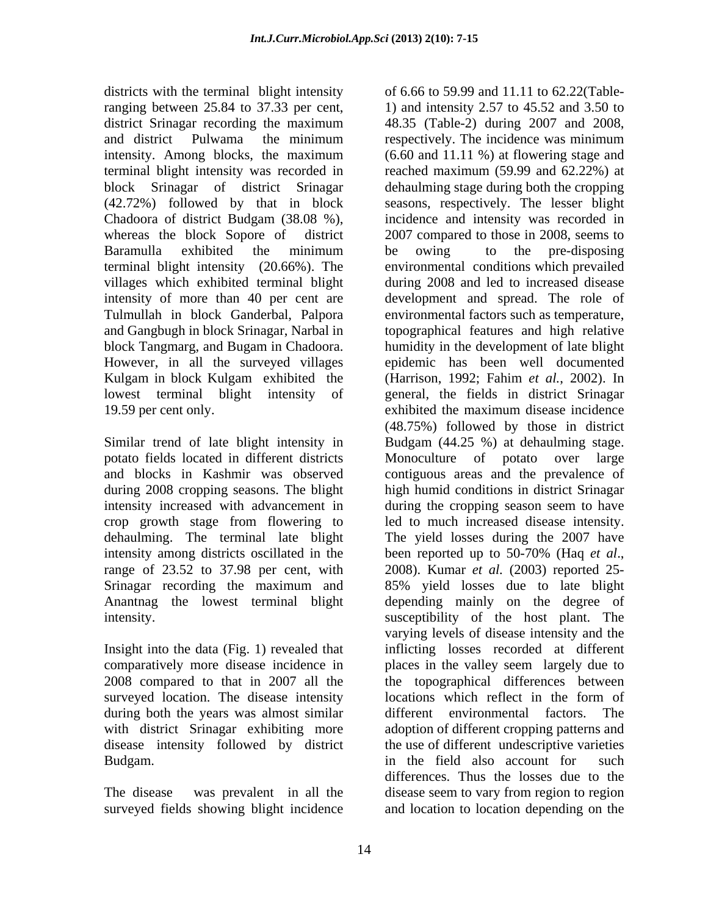districts with the terminal blight intensity ranging between 25.84 to 37.33 per cent, district Srinagar recording the maximum and district Pulwama the minimum intensity. Among blocks, the maximum terminal blight intensity was recorded in block Srinagar of district Srinagar (42.72%) followed by that in block Chadoora of district Budgam (38.08 %), whereas the block Sopore of district Baramulla exhibited the minimum terminal blight intensity (20.66%). The villages which exhibited terminal blight intensity of more than 40 per cent are Tulmullah in block Ganderbal, Palpora and Gangbugh in block Srinagar, Narbal in block Tangmarg, and Bugam in Chadoora. However, in all the surveyed villages Kulgam in block Kulgam exhibited the lowest terminal blight intensity of 19.59 per cent only.

Similar trend of late blight intensity in potato fields located in different districts and blocks in Kashmir was observed during 2008 cropping seasons. The blight intensity increased with advancement in crop growth stage from flowering to dehaulming. The terminal late blight intensity among districts oscillated in the range of 23.52 to 37.98 per cent, with Srinagar recording the maximum and Anantnag the lowest terminal blight intensity.

Insight into the data (Fig. 1) revealed that comparatively more disease incidence in 2008 compared to that in 2007 all the surveyed location. The disease intensity during both the years was almost similar with district Srinagar exhibiting more disease intensity followed by district Budgam.

The disease was prevalent in all the surveyed fields showing blight incidence of 6.66 to 59.99 and 11.11 to 62.22(Table-1) and intensity 2.57 to 45.52 and 3.50 to 48.35 (Table-2) during 2007 and 2008, respectively. The incidence was minimum (6.60 and 11.11 %) at flowering stage and reached maximum (59.99 and 62.22%) at dehaulming stage during both the cropping seasons, respectively. The lesser blight incidence and intensity was recorded in 2007 compared to those in 2008, seems to be owing to the pre-disposing environmental conditions which prevailed during 2008 and led to increased disease development and spread. The role of environmental factors such as temperature, topographical features and high relative humidity in the development of late blight epidemic has been well documented (Harrison, 1992; Fahim *et al.*, 2002). In general, the fields in district Srinagar exhibited the maximum disease incidence (48.75%) followed by those in district Budgam (44.25 %) at dehaulming stage. Monoculture of potato over large contiguous areas and the prevalence of high humid conditions in district Srinagar during the cropping season seem to have led to much increased disease intensity. The yield losses during the 2007 have been reported up to 50-70% (Haq *et al*., 2008). Kumar *et al.* (2003) reported 25-85% yield losses due to late blight depending mainly on the degree of susceptibility of the host plant. The varying levels of disease intensity and the inflicting losses recorded at different places in the valley seem largely due to the topographical differences between locations which reflect in the form of different environmental factors. The adoption of different cropping patterns and the use of different undescriptive varieties in the field also account for such differences. Thus the losses due to the disease seem to vary from region to region and location to location depending on the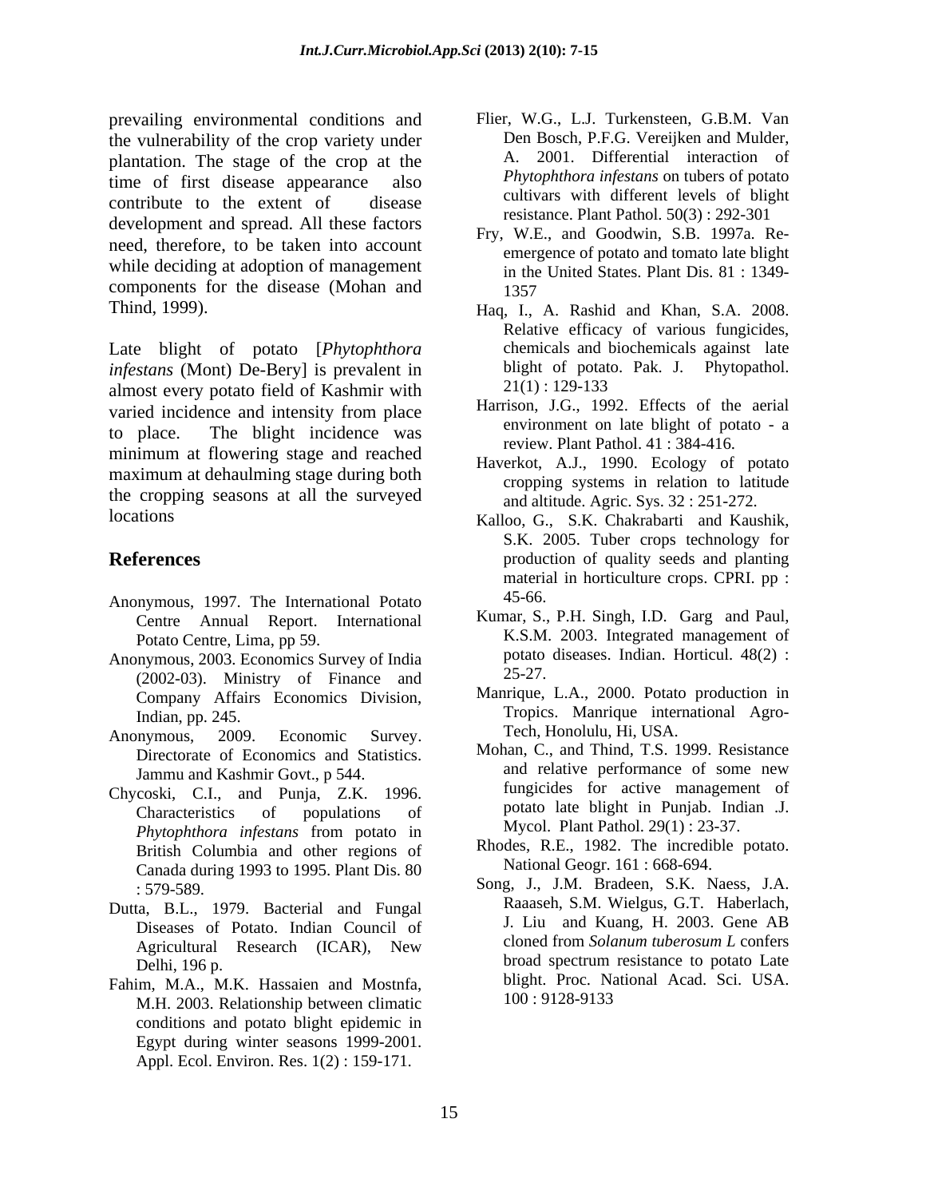prevailing environmental conditions and the vulnerability of the crop variety under plantation. The stage of the crop at the time of first disease appearance also contribute to the extent of disease development and spread. All these factors need, therefore, to be taken into account while deciding at adoption of management components for the disease (Mohan and Thind, 1999).

Late blight of potato [*Phytophthora infestans* (Mont) De-Bery] is prevalent in almost every potato field of Kashmir with varied incidence and intensity from place to place. The blight incidence was minimum at flowering stage and reached maximum at dehaulming stage during both the cropping seasons at all the surveyed locations

## References

Anonymous, 1997. The International Potato Centre Annual Report. International Potato Centre, Lima, pp 59.

Anonymous, 2003. Economics Survey of India (2002-03). Ministry of Finance and Company Affairs Economics Division, Indian, pp. 245.

Anonymous, 2009. Economic Survey. Directorate of Economics and Statistics. Jammu and Kashmir Govt., p 544.

Chycoski, C.I., and Punja, Z.K. 1996. Characteristics of populations of *Phytophthora infestans* from potato in British Columbia and other regions of Canada during 1993 to 1995. Plant Dis. 80 : 579-589.

Dutta, B.L., 1979. Bacterial and Fungal Diseases of Potato. Indian Council of Agricultural Research (ICAR), New Delhi, 196 p.

Fahim, M.A., M.K. Hassaien and Mostnfa, M.H. 2003. Relationship between climatic conditions and potato blight epidemic in Egypt during winter seasons 1999-2001. Appl. Ecol. Environ. Res. 1(2) : 159-171.

Flier, W.G., L.J. Turkensteen, G.B.M. Van Den Bosch, P.F.G. Vereijken and Mulder, A. 2001. Differential interaction of *Phytophthora infestans* on tubers of potato cultivars with different levels of blight resistance. Plant Pathol. 50(3) : 292-301

Fry, W.E., and Goodwin, S.B. 1997a. Re-emergence of potato and tomato late blight in the United States. Plant Dis. 81 : 1349-1357

Haq, I., A. Rashid and Khan, S.A. 2008. Relative efficacy of various fungicides, chemicals and biochemicals against late blight of potato. Pak. J. Phytopathol. 21(1) : 129-133

Harrison, J.G., 1992. Effects of the aerial environment on late blight of potato - a review. Plant Pathol. 41 : 384-416.

Haverkot, A.J., 1990. Ecology of potato cropping systems in relation to latitude and altitude. Agric. Sys. 32 : 251-272.

Kalloo, G., S.K. Chakrabarti and Kaushik, S.K. 2005. Tuber crops technology for production of quality seeds and planting material in horticulture crops. CPRI. pp : 45-66.

Kumar, S., P.H. Singh, I.D. Garg and Paul, K.S.M. 2003. Integrated management of potato diseases. Indian. Horticul. 48(2) : 25-27.

Manrique, L.A., 2000. Potato production in Tropics. Manrique international Agro-Tech, Honolulu, Hi, USA.

Mohan, C., and Thind, T.S. 1999. Resistance and relative performance of some new fungicides for active management of potato late blight in Punjab. Indian .J. Mycol. Plant Pathol. 29(1) : 23-37.

Rhodes, R.E., 1982. The incredible potato. National Geogr. 161 : 668-694.

Song, J., J.M. Bradeen, S.K. Naess, J.A. Raaaseh, S.M. Wielgus, G.T. Haberlach, J. Liu and Kuang, H. 2003. Gene AB cloned from *Solanum tuberosum L* confers broad spectrum resistance to potato Late blight. Proc. National Acad. Sci. USA. 100 : 9128-9133